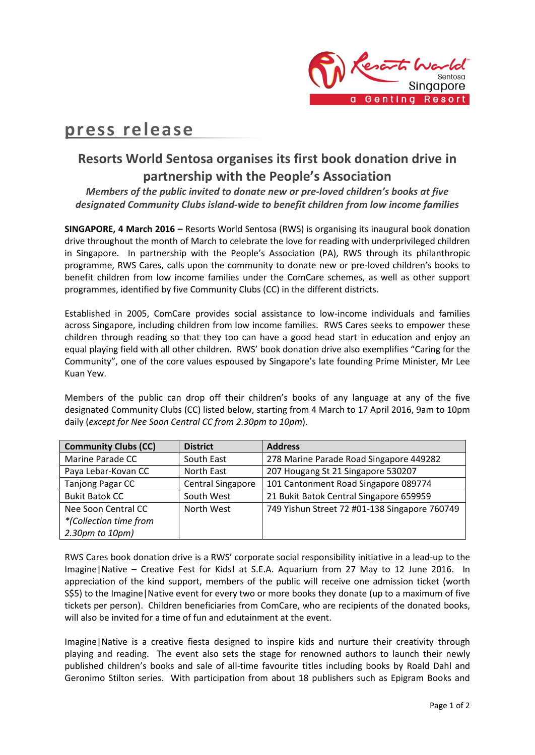# press release

## Resorts World Sentosa organises its first book donation drive in partnership with the People's Association

***Members of the public invited to donate new or pre-loved children's books at five designated Community Clubs island-wide to benefit children from low income families***

**SINGAPORE, 4 March 2016 –** Resorts World Sentosa (RWS) is organising its inaugural book donation drive throughout the month of March to celebrate the love for reading with underprivileged children in Singapore. In partnership with the People's Association (PA), RWS through its philanthropic programme, RWS Cares, calls upon the community to donate new or pre-loved children's books to benefit children from low income families under the ComCare schemes, as well as other support programmes, identified by five Community Clubs (CC) in the different districts.

Established in 2005, ComCare provides social assistance to low-income individuals and families across Singapore, including children from low income families. RWS Cares seeks to empower these children through reading so that they too can have a good head start in education and enjoy an equal playing field with all other children. RWS' book donation drive also exemplifies "Caring for the Community", one of the core values espoused by Singapore's late founding Prime Minister, Mr Lee Kuan Yew.

Members of the public can drop off their children's books of any language at any of the five designated Community Clubs (CC) listed below, starting from 4 March to 17 April 2016, 9am to 10pm daily (*except for Nee Soon Central CC from 2.30pm to 10pm*).

| Community Clubs (CC) | District | Address |
|---|---|---|
| Marine Parade CC | South East | 278 Marine Parade Road Singapore 449282 |
| Paya Lebar-Kovan CC | North East | 207 Hougang St 21 Singapore 530207 |
| Tanjong Pagar CC | Central Singapore | 101 Cantonment Road Singapore 089774 |
| Bukit Batok CC | South West | 21 Bukit Batok Central Singapore 659959 |
| Nee Soon Central CC *\*(Collection time from 2.30pm to 10pm)* | North West | 749 Yishun Street 72 #01-138 Singapore 760749 |

RWS Cares book donation drive is a RWS' corporate social responsibility initiative in a lead-up to the Imagine|Native – Creative Fest for Kids! at S.E.A. Aquarium from 27 May to 12 June 2016. In appreciation of the kind support, members of the public will receive one admission ticket (worth S$5) to the Imagine|Native event for every two or more books they donate (up to a maximum of five tickets per person). Children beneficiaries from ComCare, who are recipients of the donated books, will also be invited for a time of fun and edutainment at the event.

Imagine|Native is a creative fiesta designed to inspire kids and nurture their creativity through playing and reading. The event also sets the stage for renowned authors to launch their newly published children's books and sale of all-time favourite titles including books by Roald Dahl and Geronimo Stilton series. With participation from about 18 publishers such as Epigram Books and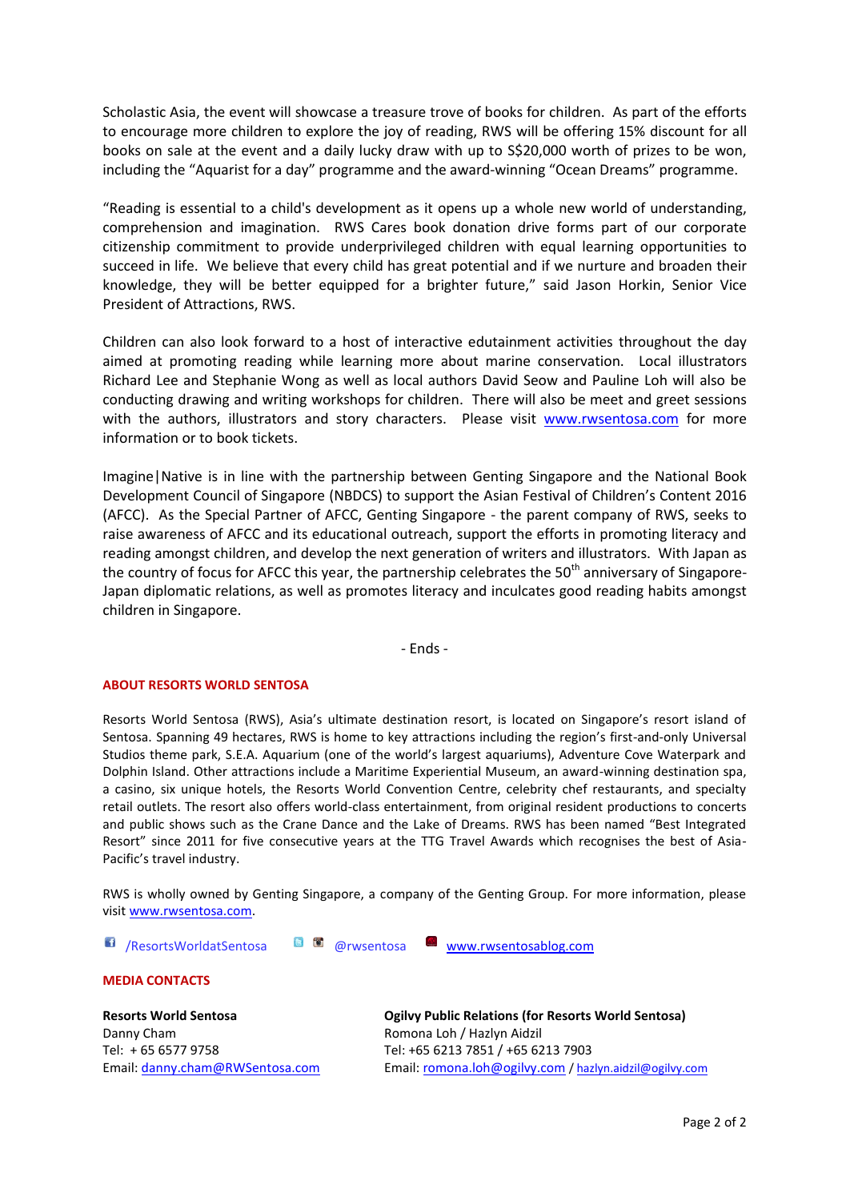Scholastic Asia, the event will showcase a treasure trove of books for children. As part of the efforts to encourage more children to explore the joy of reading, RWS will be offering 15% discount for all books on sale at the event and a daily lucky draw with up to S$20,000 worth of prizes to be won, including the "Aquarist for a day" programme and the award-winning "Ocean Dreams" programme.

"Reading is essential to a child's development as it opens up a whole new world of understanding, comprehension and imagination. RWS Cares book donation drive forms part of our corporate citizenship commitment to provide underprivileged children with equal learning opportunities to succeed in life. We believe that every child has great potential and if we nurture and broaden their knowledge, they will be better equipped for a brighter future," said Jason Horkin, Senior Vice President of Attractions, RWS.

Children can also look forward to a host of interactive edutainment activities throughout the day aimed at promoting reading while learning more about marine conservation. Local illustrators Richard Lee and Stephanie Wong as well as local authors David Seow and Pauline Loh will also be conducting drawing and writing workshops for children. There will also be meet and greet sessions with the authors, illustrators and story characters. Please visit www.rwsentosa.com for more information or to book tickets.

Imagine|Native is in line with the partnership between Genting Singapore and the National Book Development Council of Singapore (NBDCS) to support the Asian Festival of Children's Content 2016 (AFCC). As the Special Partner of AFCC, Genting Singapore - the parent company of RWS, seeks to raise awareness of AFCC and its educational outreach, support the efforts in promoting literacy and reading amongst children, and develop the next generation of writers and illustrators. With Japan as the country of focus for AFCC this year, the partnership celebrates the 50th anniversary of Singapore-Japan diplomatic relations, as well as promotes literacy and inculcates good reading habits amongst children in Singapore.

- Ends -

**ABOUT RESORTS WORLD SENTOSA**

Resorts World Sentosa (RWS), Asia's ultimate destination resort, is located on Singapore's resort island of Sentosa. Spanning 49 hectares, RWS is home to key attractions including the region's first-and-only Universal Studios theme park, S.E.A. Aquarium (one of the world's largest aquariums), Adventure Cove Waterpark and Dolphin Island. Other attractions include a Maritime Experiential Museum, an award-winning destination spa, a casino, six unique hotels, the Resorts World Convention Centre, celebrity chef restaurants, and specialty retail outlets. The resort also offers world-class entertainment, from original resident productions to concerts and public shows such as the Crane Dance and the Lake of Dreams. RWS has been named "Best Integrated Resort" since 2011 for five consecutive years at the TTG Travel Awards which recognises the best of Asia-Pacific's travel industry.

RWS is wholly owned by Genting Singapore, a company of the Genting Group. For more information, please visit www.rwsentosa.com.

/ResortsWorldatSentosa @rwsentosa www.rwsentosablog.com

**MEDIA CONTACTS**

**Resorts World Sentosa**
Danny Cham
Tel: + 65 6577 9758
Email: danny.cham@RWSentosa.com

**Ogilvy Public Relations (for Resorts World Sentosa)**
Romona Loh / Hazlyn Aidzil
Tel: +65 6213 7851 / +65 6213 7903
Email: romona.loh@ogilvy.com / hazlyn.aidzil@ogilvy.com